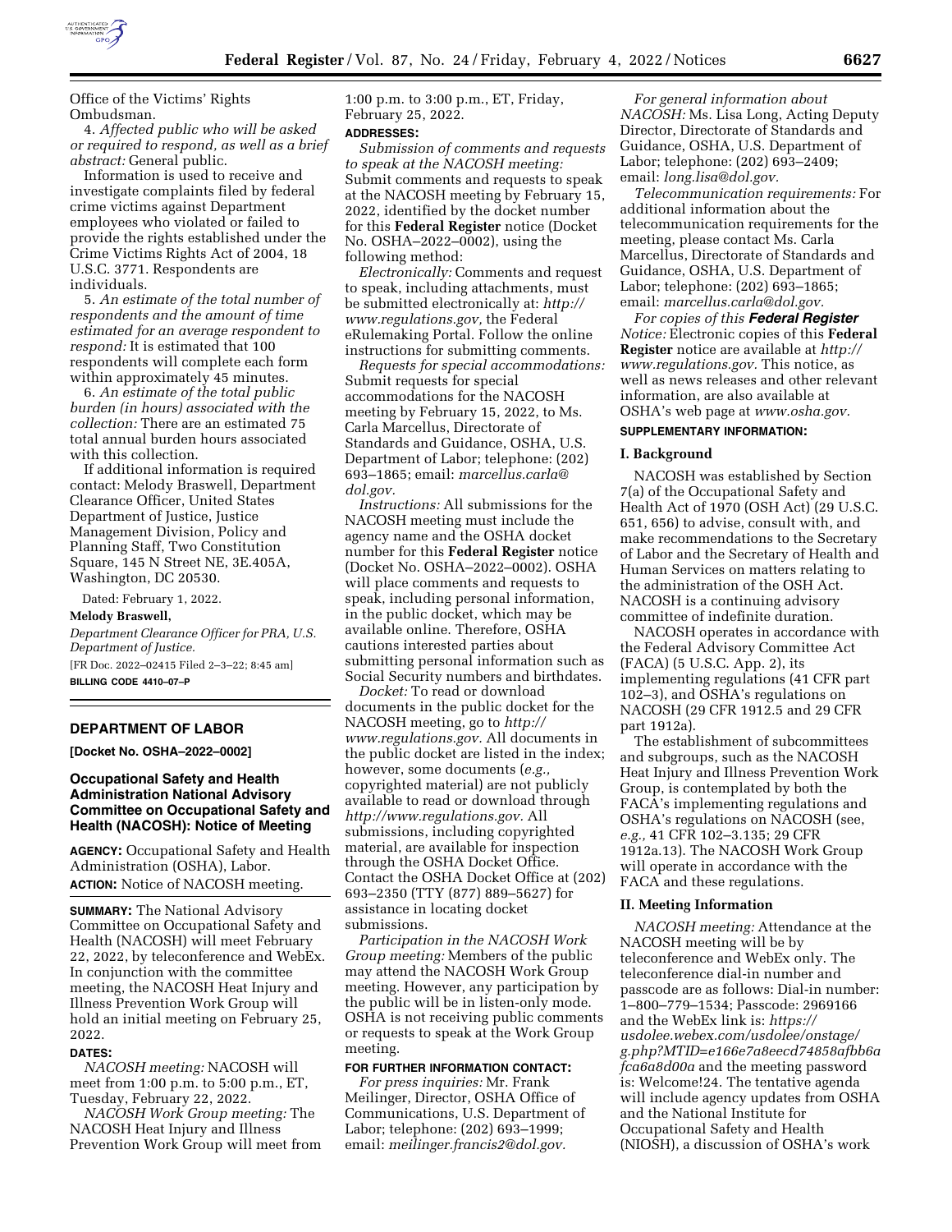Office of the Victims' Rights Ombudsman.

4. *Affected public who will be asked or required to respond, as well as a brief abstract:* General public.

Information is used to receive and investigate complaints filed by federal crime victims against Department employees who violated or failed to provide the rights established under the Crime Victims Rights Act of 2004, 18 U.S.C. 3771. Respondents are individuals.

5. *An estimate of the total number of respondents and the amount of time estimated for an average respondent to respond:* It is estimated that 100 respondents will complete each form within approximately 45 minutes.

6. *An estimate of the total public burden (in hours) associated with the collection:* There are an estimated 75 total annual burden hours associated with this collection.

If additional information is required contact: Melody Braswell, Department Clearance Officer, United States Department of Justice, Justice Management Division, Policy and Planning Staff, Two Constitution Square, 145 N Street NE, 3E.405A, Washington, DC 20530.

Dated: February 1, 2022.

**Melody Braswell,**

*Department Clearance Officer for PRA, U.S. Department of Justice.*

[FR Doc. 2022–02415 Filed 2–3–22; 8:45 am]

**BILLING CODE 4410–07–P**

## DEPARTMENT OF LABOR

**[Docket No. OSHA–2022–0002]**

## Occupational Safety and Health Administration National Advisory Committee on Occupational Safety and Health (NACOSH): Notice of Meeting

**AGENCY:** Occupational Safety and Health Administration (OSHA), Labor.

**ACTION:** Notice of NACOSH meeting.

**SUMMARY:** The National Advisory Committee on Occupational Safety and Health (NACOSH) will meet February 22, 2022, by teleconference and WebEx. In conjunction with the committee meeting, the NACOSH Heat Injury and Illness Prevention Work Group will hold an initial meeting on February 25, 2022.

**DATES:**

*NACOSH meeting:* NACOSH will meet from 1:00 p.m. to 5:00 p.m., ET, Tuesday, February 22, 2022.

*NACOSH Work Group meeting:* The NACOSH Heat Injury and Illness Prevention Work Group will meet from 1:00 p.m. to 3:00 p.m., ET, Friday, February 25, 2022.

**ADDRESSES:**

*Submission of comments and requests to speak at the NACOSH meeting:* Submit comments and requests to speak at the NACOSH meeting by February 15, 2022, identified by the docket number for this **Federal Register** notice (Docket No. OSHA–2022–0002), using the following method:

*Electronically:* Comments and request to speak, including attachments, must be submitted electronically at: *http://www.regulations.gov,* the Federal eRulemaking Portal. Follow the online instructions for submitting comments.

*Requests for special accommodations:* Submit requests for special accommodations for the NACOSH meeting by February 15, 2022, to Ms. Carla Marcellus, Directorate of Standards and Guidance, OSHA, U.S. Department of Labor; telephone: (202) 693–1865; email: *marcellus.carla@dol.gov.*

*Instructions:* All submissions for the NACOSH meeting must include the agency name and the OSHA docket number for this **Federal Register** notice (Docket No. OSHA–2022–0002). OSHA will place comments and requests to speak, including personal information, in the public docket, which may be available online. Therefore, OSHA cautions interested parties about submitting personal information such as Social Security numbers and birthdates.

*Docket:* To read or download documents in the public docket for the NACOSH meeting, go to *http://www.regulations.gov.* All documents in the public docket are listed in the index; however, some documents (*e.g.,* copyrighted material) are not publicly available to read or download through *http://www.regulations.gov.* All submissions, including copyrighted material, are available for inspection through the OSHA Docket Office. Contact the OSHA Docket Office at (202) 693–2350 (TTY (877) 889–5627) for assistance in locating docket submissions.

*Participation in the NACOSH Work Group meeting:* Members of the public may attend the NACOSH Work Group meeting. However, any participation by the public will be in listen-only mode. OSHA is not receiving public comments or requests to speak at the Work Group meeting.

**FOR FURTHER INFORMATION CONTACT:**

*For press inquiries:* Mr. Frank Meilinger, Director, OSHA Office of Communications, U.S. Department of Labor; telephone: (202) 693–1999; email: *meilinger.francis2@dol.gov.*

*For general information about NACOSH:* Ms. Lisa Long, Acting Deputy Director, Directorate of Standards and Guidance, OSHA, U.S. Department of Labor; telephone: (202) 693–2409; email: *long.lisa@dol.gov.*

*Telecommunication requirements:* For additional information about the telecommunication requirements for the meeting, please contact Ms. Carla Marcellus, Directorate of Standards and Guidance, OSHA, U.S. Department of Labor; telephone: (202) 693–1865; email: *marcellus.carla@dol.gov.*

*For copies of this* ***Federal Register*** *Notice:* Electronic copies of this **Federal Register** notice are available at *http://www.regulations.gov.* This notice, as well as news releases and other relevant information, are also available at OSHA's web page at *www.osha.gov.*

**SUPPLEMENTARY INFORMATION:**

### I. Background

NACOSH was established by Section 7(a) of the Occupational Safety and Health Act of 1970 (OSH Act) (29 U.S.C. 651, 656) to advise, consult with, and make recommendations to the Secretary of Labor and the Secretary of Health and Human Services on matters relating to the administration of the OSH Act. NACOSH is a continuing advisory committee of indefinite duration.

NACOSH operates in accordance with the Federal Advisory Committee Act (FACA) (5 U.S.C. App. 2), its implementing regulations (41 CFR part 102–3), and OSHA's regulations on NACOSH (29 CFR 1912.5 and 29 CFR part 1912a).

The establishment of subcommittees and subgroups, such as the NACOSH Heat Injury and Illness Prevention Work Group, is contemplated by both the FACA's implementing regulations and OSHA's regulations on NACOSH (see, *e.g.,* 41 CFR 102–3.135; 29 CFR 1912a.13). The NACOSH Work Group will operate in accordance with the FACA and these regulations.

### II. Meeting Information

*NACOSH meeting:* Attendance at the NACOSH meeting will be by teleconference and WebEx only. The teleconference dial-in number and passcode are as follows: Dial-in number: 1–800–779–1534; Passcode: 2969166 and the WebEx link is: *https://usdolee.webex.com/usdolee/onstage/g.php?MTID=e166e7a8eecd74858afbb6afca6a8d00a* and the meeting password is: Welcome!24. The tentative agenda will include agency updates from OSHA and the National Institute for Occupational Safety and Health (NIOSH), a discussion of OSHA's work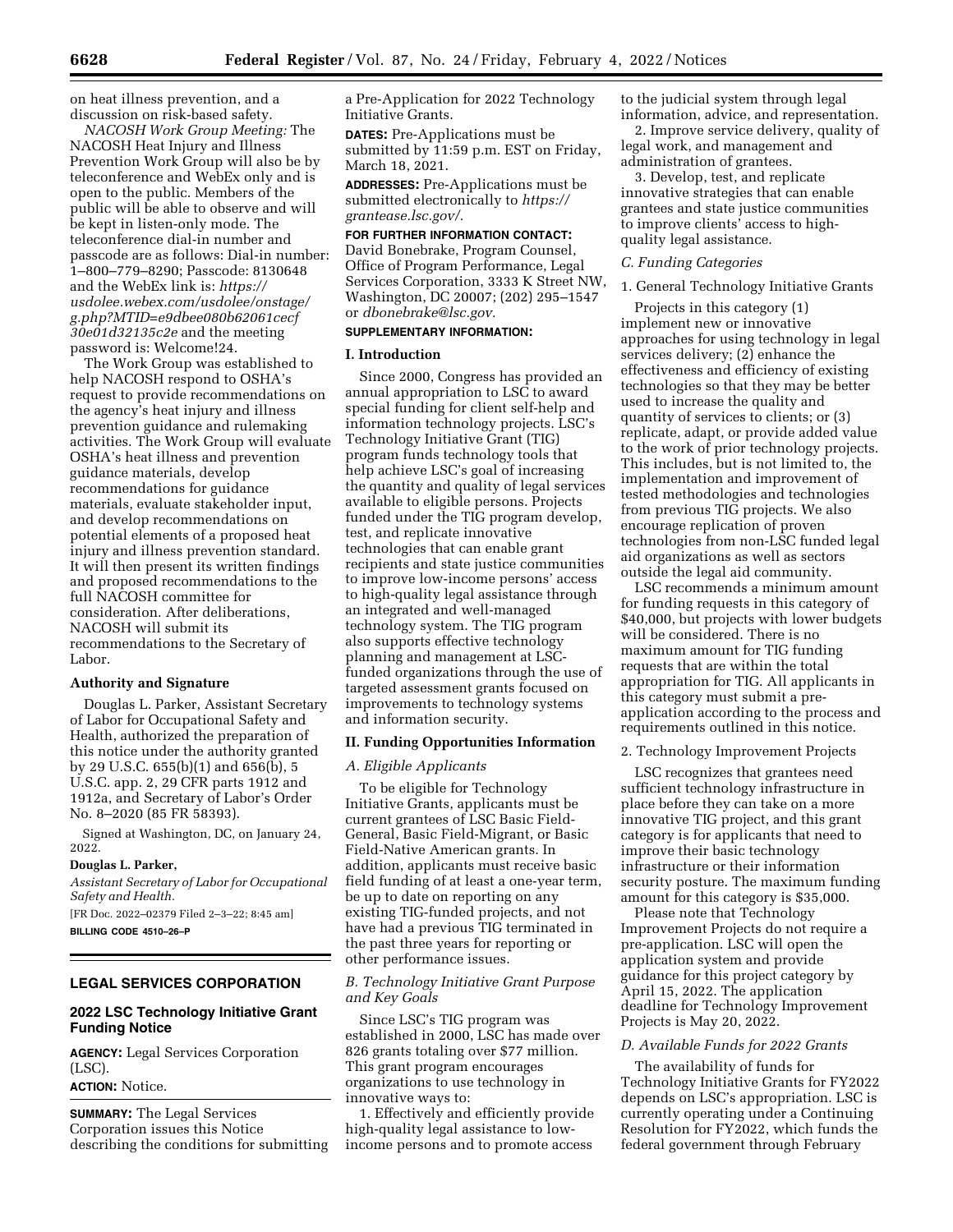on heat illness prevention, and a discussion on risk-based safety.

*NACOSH Work Group Meeting:* The NACOSH Heat Injury and Illness Prevention Work Group will also be by teleconference and WebEx only and is open to the public. Members of the public will be able to observe and will be kept in listen-only mode. The teleconference dial-in number and passcode are as follows: Dial-in number: 1–800–779–8290; Passcode: 8130648 and the WebEx link is: *https://usdolee.webex.com/usdolee/onstage/g.php?MTID=e9dbee080b62061cecf30e01d32135c2e* and the meeting password is: Welcome!24.

The Work Group was established to help NACOSH respond to OSHA's request to provide recommendations on the agency's heat injury and illness prevention guidance and rulemaking activities. The Work Group will evaluate OSHA's heat illness and prevention guidance materials, develop recommendations for guidance materials, evaluate stakeholder input, and develop recommendations on potential elements of a proposed heat injury and illness prevention standard. It will then present its written findings and proposed recommendations to the full NACOSH committee for consideration. After deliberations, NACOSH will submit its recommendations to the Secretary of Labor.

## Authority and Signature

Douglas L. Parker, Assistant Secretary of Labor for Occupational Safety and Health, authorized the preparation of this notice under the authority granted by 29 U.S.C. 655(b)(1) and 656(b), 5 U.S.C. app. 2, 29 CFR parts 1912 and 1912a, and Secretary of Labor's Order No. 8–2020 (85 FR 58393).

Signed at Washington, DC, on January 24, 2022.

**Douglas L. Parker,**

*Assistant Secretary of Labor for Occupational Safety and Health.*

[FR Doc. 2022–02379 Filed 2–3–22; 8:45 am]

**BILLING CODE 4510–26–P**

# LEGAL SERVICES CORPORATION

## 2022 LSC Technology Initiative Grant Funding Notice

**AGENCY:** Legal Services Corporation (LSC).

**ACTION:** Notice.

**SUMMARY:** The Legal Services Corporation issues this Notice describing the conditions for submitting a Pre-Application for 2022 Technology Initiative Grants.

**DATES:** Pre-Applications must be submitted by 11:59 p.m. EST on Friday, March 18, 2021.

**ADDRESSES:** Pre-Applications must be submitted electronically to *https://grantease.lsc.gov/.*

**FOR FURTHER INFORMATION CONTACT:** David Bonebrake, Program Counsel, Office of Program Performance, Legal Services Corporation, 3333 K Street NW, Washington, DC 20007; (202) 295–1547 or *dbonebrake@lsc.gov.*

**SUPPLEMENTARY INFORMATION:**

### I. Introduction

Since 2000, Congress has provided an annual appropriation to LSC to award special funding for client self-help and information technology projects. LSC's Technology Initiative Grant (TIG) program funds technology tools that help achieve LSC's goal of increasing the quantity and quality of legal services available to eligible persons. Projects funded under the TIG program develop, test, and replicate innovative technologies that can enable grant recipients and state justice communities to improve low-income persons' access to high-quality legal assistance through an integrated and well-managed technology system. The TIG program also supports effective technology planning and management at LSC-funded organizations through the use of targeted assessment grants focused on improvements to technology systems and information security.

### II. Funding Opportunities Information

#### *A. Eligible Applicants*

To be eligible for Technology Initiative Grants, applicants must be current grantees of LSC Basic Field-General, Basic Field-Migrant, or Basic Field-Native American grants. In addition, applicants must receive basic field funding of at least a one-year term, be up to date on reporting on any existing TIG-funded projects, and not have had a previous TIG terminated in the past three years for reporting or other performance issues.

#### *B. Technology Initiative Grant Purpose and Key Goals*

Since LSC's TIG program was established in 2000, LSC has made over 826 grants totaling over $77 million. This grant program encourages organizations to use technology in innovative ways to:

1. Effectively and efficiently provide high-quality legal assistance to low-income persons and to promote access to the judicial system through legal information, advice, and representation.
2. Improve service delivery, quality of legal work, and management and administration of grantees.
3. Develop, test, and replicate innovative strategies that can enable grantees and state justice communities to improve clients' access to high-quality legal assistance.

#### *C. Funding Categories*

1. General Technology Initiative Grants

Projects in this category (1) implement new or innovative approaches for using technology in legal services delivery; (2) enhance the effectiveness and efficiency of existing technologies so that they may be better used to increase the quality and quantity of services to clients; or (3) replicate, adapt, or provide added value to the work of prior technology projects. This includes, but is not limited to, the implementation and improvement of tested methodologies and technologies from previous TIG projects. We also encourage replication of proven technologies from non-LSC funded legal aid organizations as well as sectors outside the legal aid community.

LSC recommends a minimum amount for funding requests in this category of $40,000, but projects with lower budgets will be considered. There is no maximum amount for TIG funding requests that are within the total appropriation for TIG. All applicants in this category must submit a pre-application according to the process and requirements outlined in this notice.

2. Technology Improvement Projects

LSC recognizes that grantees need sufficient technology infrastructure in place before they can take on a more innovative TIG project, and this grant category is for applicants that need to improve their basic technology infrastructure or their information security posture. The maximum funding amount for this category is $35,000.

Please note that Technology Improvement Projects do not require a pre-application. LSC will open the application system and provide guidance for this project category by April 15, 2022. The application deadline for Technology Improvement Projects is May 20, 2022.

#### *D. Available Funds for 2022 Grants*

The availability of funds for Technology Initiative Grants for FY2022 depends on LSC's appropriation. LSC is currently operating under a Continuing Resolution for FY2022, which funds the federal government through February